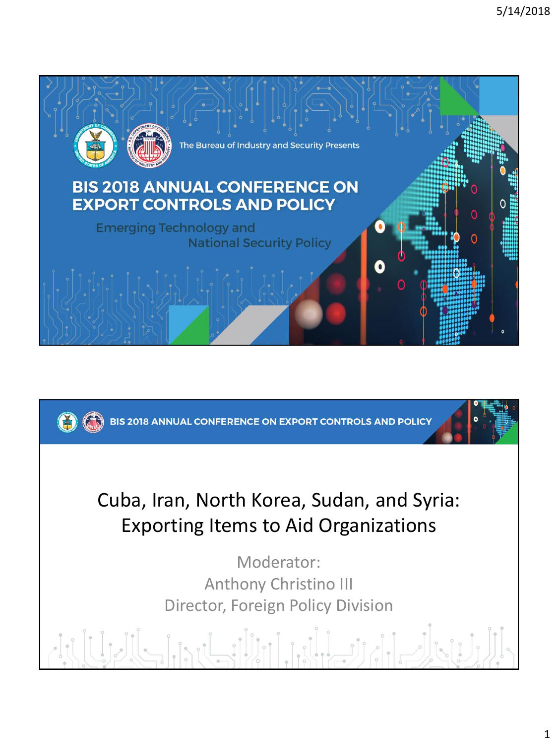The Bureau of Industry and Security Presents

# BIS 2018 ANNUAL CONFERENCE ON EXPORT CONTROLS AND POLICY

Emerging Technology and National Security Policy

---

BIS 2018 ANNUAL CONFERENCE ON EXPORT CONTROLS AND POLICY

## Cuba, Iran, North Korea, Sudan, and Syria: Exporting Items to Aid Organizations

Moderator:
Anthony Christino III
Director, Foreign Policy Division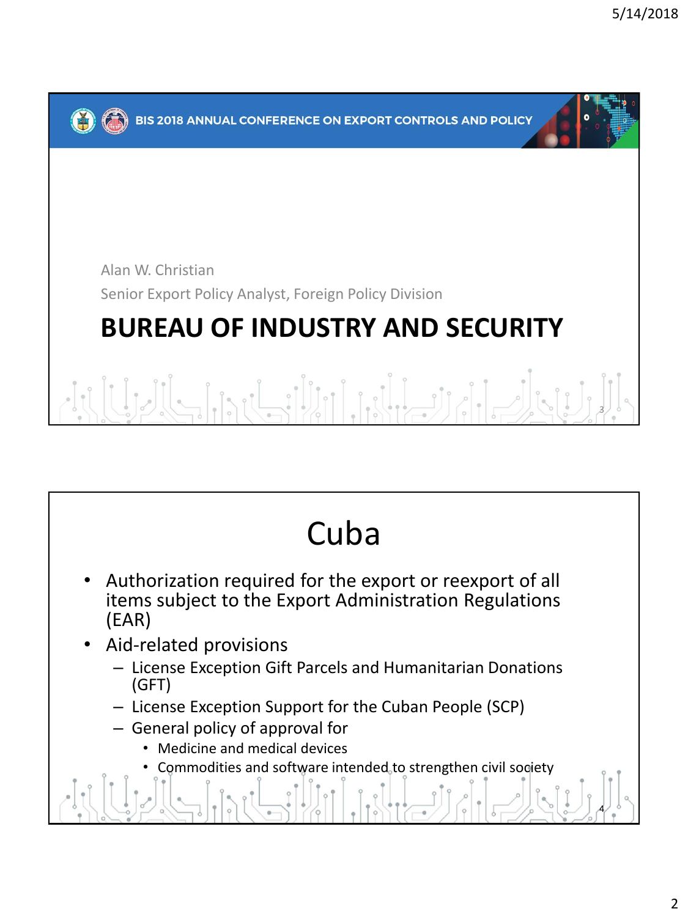BIS 2018 ANNUAL CONFERENCE ON EXPORT CONTROLS AND POLICY

Alan W. Christian

Senior Export Policy Analyst, Foreign Policy Division

## BUREAU OF INDUSTRY AND SECURITY

# Cuba

- Authorization required for the export or reexport of all items subject to the Export Administration Regulations (EAR)
- Aid-related provisions
  - License Exception Gift Parcels and Humanitarian Donations (GFT)
  - License Exception Support for the Cuban People (SCP)
  - General policy of approval for
    - Medicine and medical devices
    - Commodities and software intended to strengthen civil society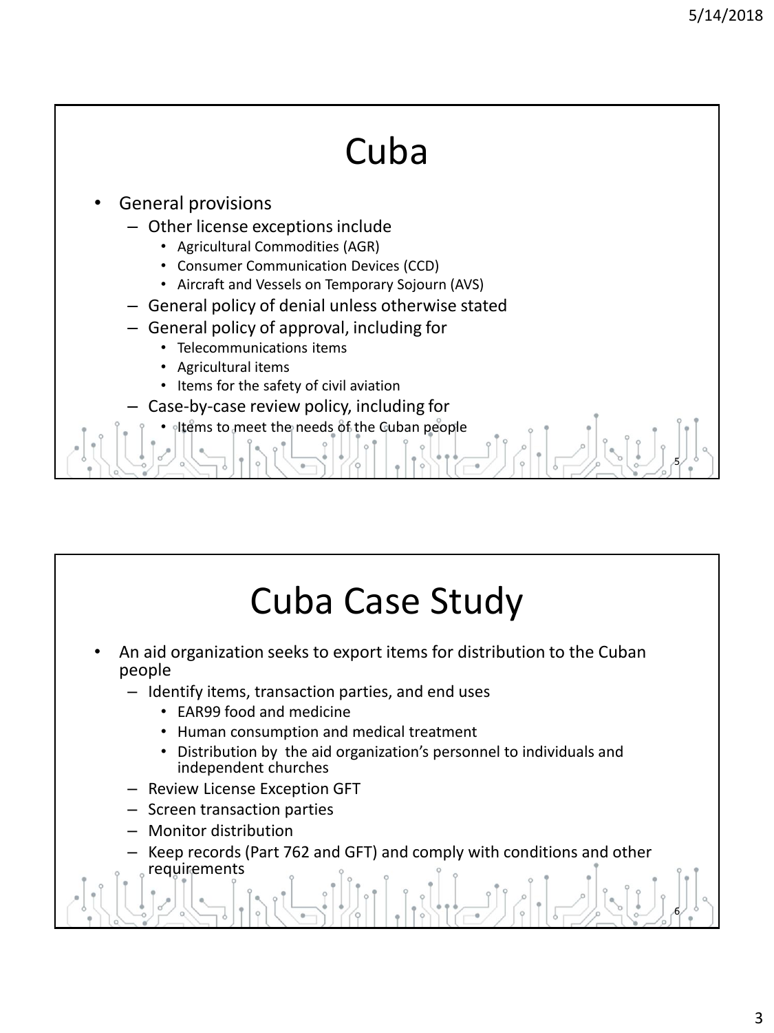# Cuba

- General provisions
  - Other license exceptions include
    - Agricultural Commodities (AGR)
    - Consumer Communication Devices (CCD)
    - Aircraft and Vessels on Temporary Sojourn (AVS)
  - General policy of denial unless otherwise stated
  - General policy of approval, including for
    - Telecommunications items
    - Agricultural items
    - Items for the safety of civil aviation
  - Case-by-case review policy, including for
    - Items to meet the needs of the Cuban people

# Cuba Case Study

- An aid organization seeks to export items for distribution to the Cuban people
  - Identify items, transaction parties, and end uses
    - EAR99 food and medicine
    - Human consumption and medical treatment
    - Distribution by the aid organization's personnel to individuals and independent churches
  - Review License Exception GFT
  - Screen transaction parties
  - Monitor distribution
  - Keep records (Part 762 and GFT) and comply with conditions and other requirements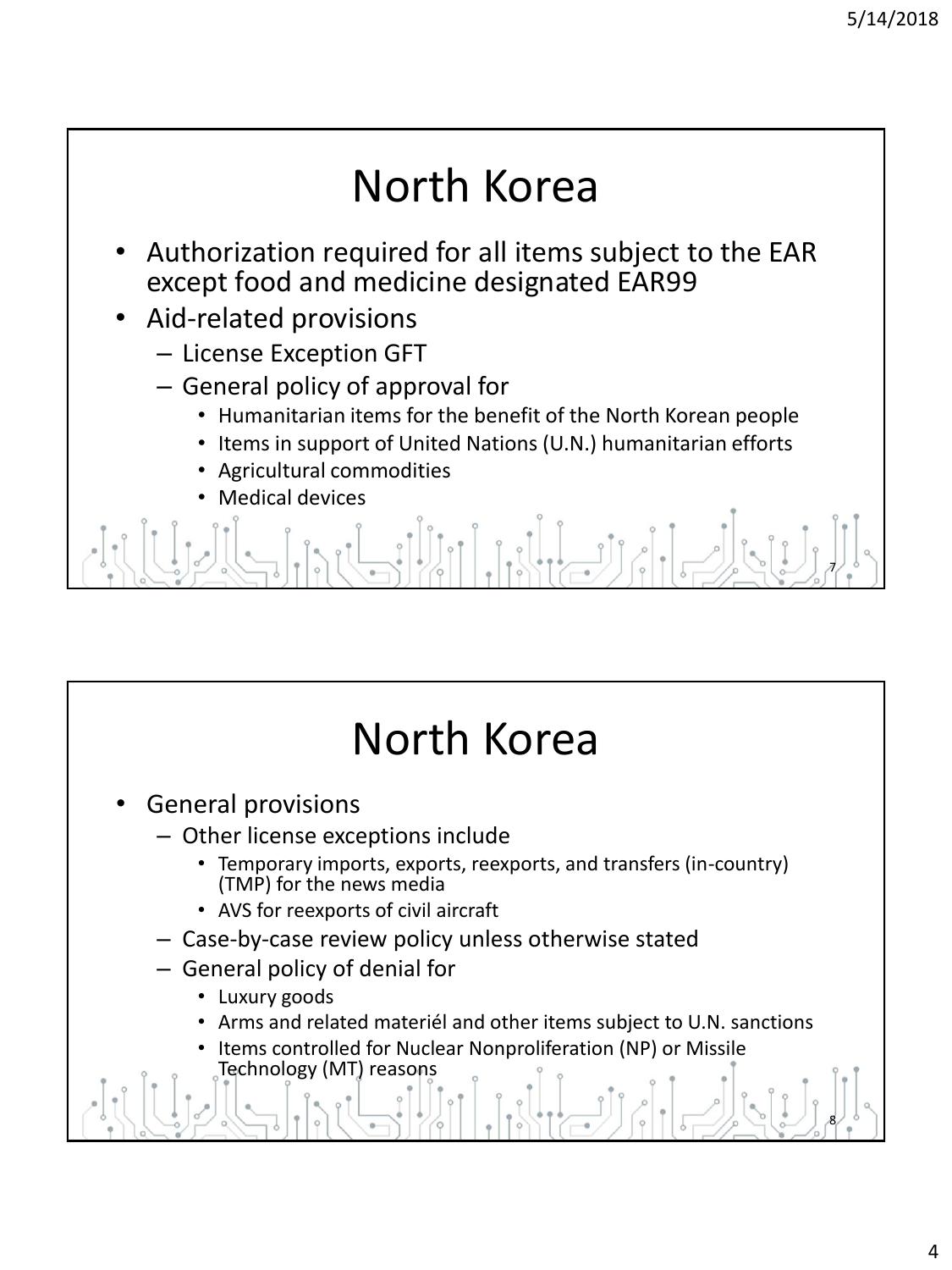# North Korea

- Authorization required for all items subject to the EAR except food and medicine designated EAR99
- Aid-related provisions
  - License Exception GFT
  - General policy of approval for
    - Humanitarian items for the benefit of the North Korean people
    - Items in support of United Nations (U.N.) humanitarian efforts
    - Agricultural commodities
    - Medical devices

# North Korea

- General provisions
  - Other license exceptions include
    - Temporary imports, exports, reexports, and transfers (in-country) (TMP) for the news media
    - AVS for reexports of civil aircraft
  - Case-by-case review policy unless otherwise stated
  - General policy of denial for
    - Luxury goods
    - Arms and related materiél and other items subject to U.N. sanctions
    - Items controlled for Nuclear Nonproliferation (NP) or Missile Technology (MT) reasons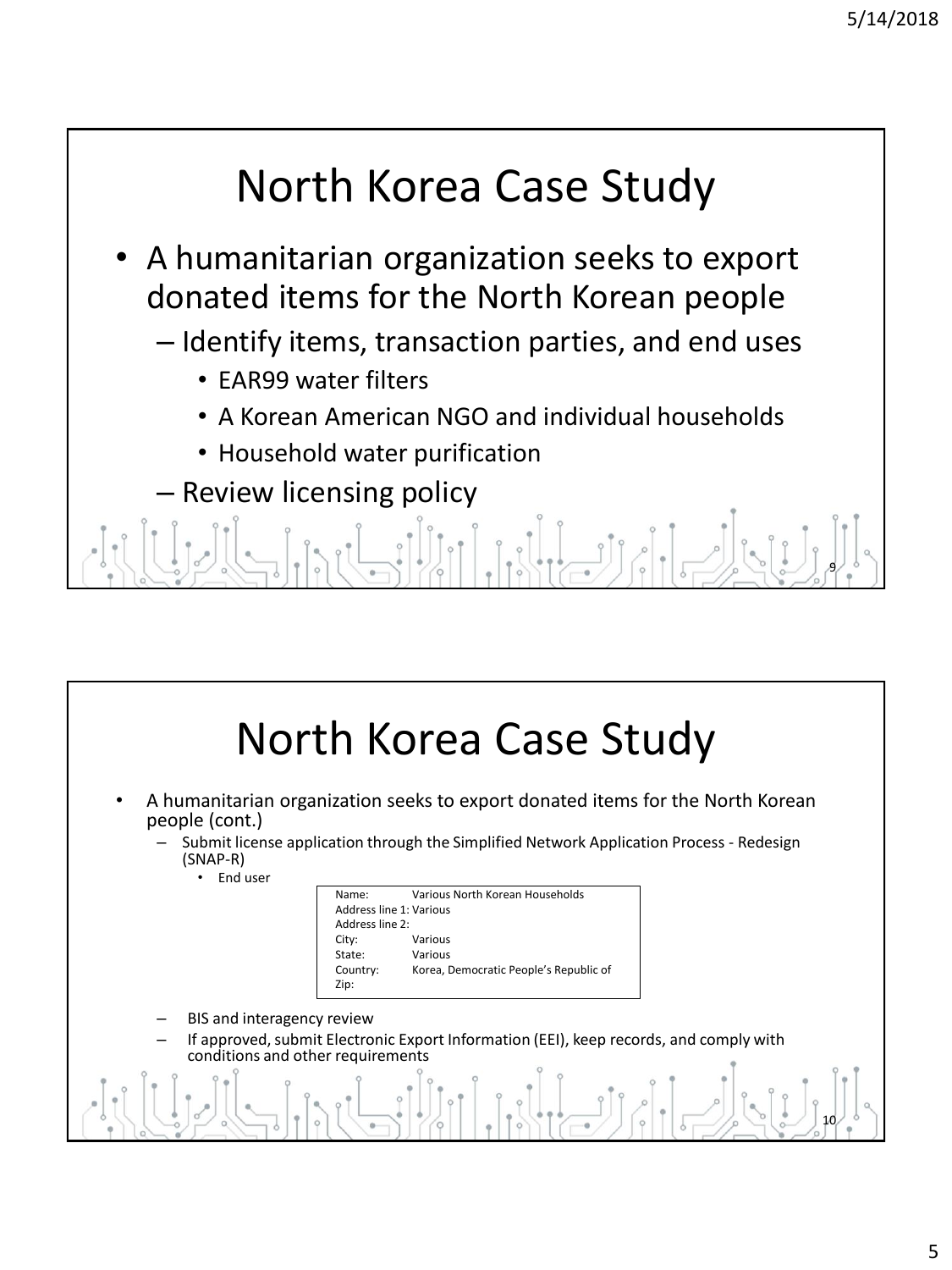# North Korea Case Study

- A humanitarian organization seeks to export donated items for the North Korean people
  - Identify items, transaction parties, and end uses
    - EAR99 water filters
    - A Korean American NGO and individual households
    - Household water purification
  - Review licensing policy

# North Korea Case Study

- A humanitarian organization seeks to export donated items for the North Korean people (cont.)
  - Submit license application through the Simplified Network Application Process - Redesign (SNAP-R)
    - End user

| | |
|---|---|
| Name: | Various North Korean Households |
| Address line 1: | Various |
| Address line 2: | |
| City: | Various |
| State: | Various |
| Country: | Korea, Democratic People's Republic of |
| Zip: | |

  - BIS and interagency review
  - If approved, submit Electronic Export Information (EEI), keep records, and comply with conditions and other requirements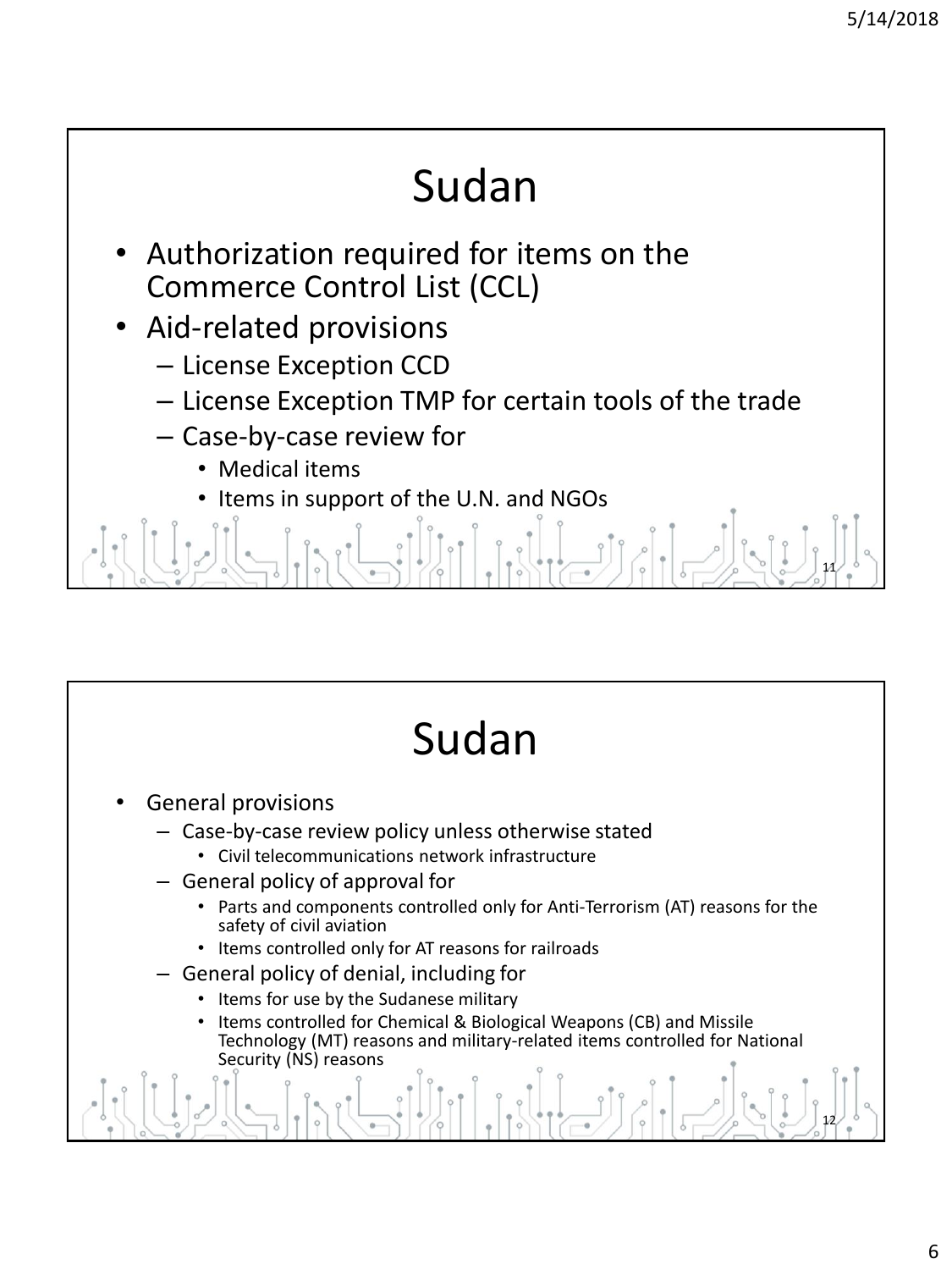# Sudan

- Authorization required for items on the Commerce Control List (CCL)
- Aid-related provisions
  - License Exception CCD
  - License Exception TMP for certain tools of the trade
  - Case-by-case review for
    - Medical items
    - Items in support of the U.N. and NGOs

# Sudan

- General provisions
  - Case-by-case review policy unless otherwise stated
    - Civil telecommunications network infrastructure
  - General policy of approval for
    - Parts and components controlled only for Anti-Terrorism (AT) reasons for the safety of civil aviation
    - Items controlled only for AT reasons for railroads
  - General policy of denial, including for
    - Items for use by the Sudanese military
    - Items controlled for Chemical & Biological Weapons (CB) and Missile Technology (MT) reasons and military-related items controlled for National Security (NS) reasons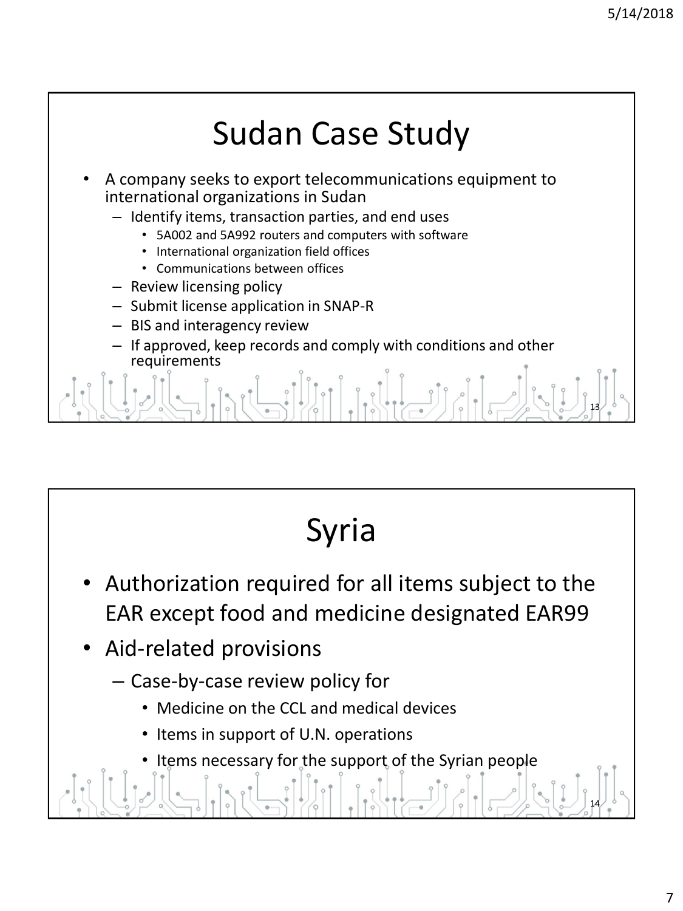# Sudan Case Study

- A company seeks to export telecommunications equipment to international organizations in Sudan
  - Identify items, transaction parties, and end uses
    - 5A002 and 5A992 routers and computers with software
    - International organization field offices
    - Communications between offices
  - Review licensing policy
  - Submit license application in SNAP-R
  - BIS and interagency review
  - If approved, keep records and comply with conditions and other requirements

# Syria

- Authorization required for all items subject to the EAR except food and medicine designated EAR99
- Aid-related provisions
  - Case-by-case review policy for
    - Medicine on the CCL and medical devices
    - Items in support of U.N. operations
    - Items necessary for the support of the Syrian people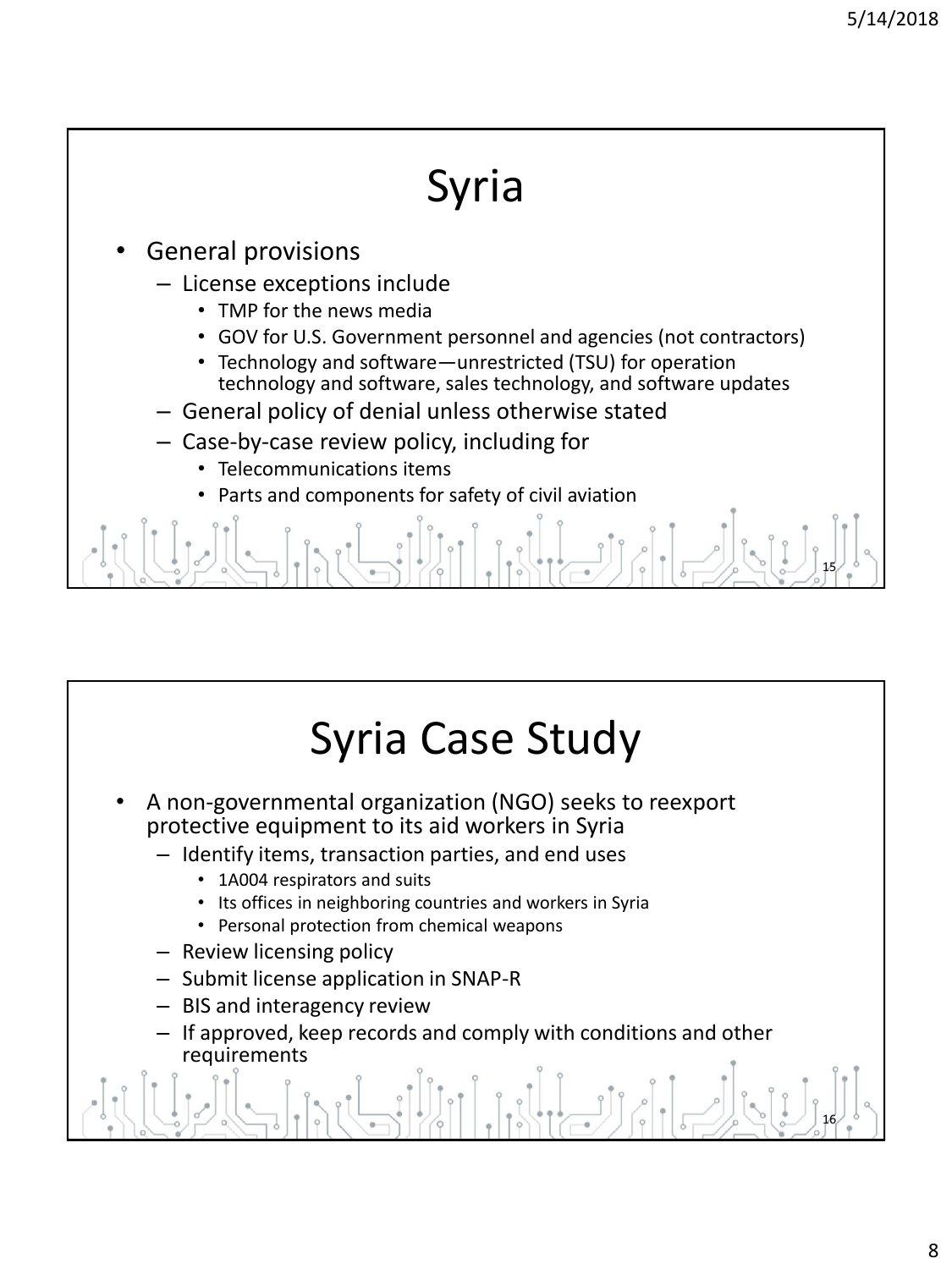# Syria

- General provisions
  - License exceptions include
    - TMP for the news media
    - GOV for U.S. Government personnel and agencies (not contractors)
    - Technology and software—unrestricted (TSU) for operation technology and software, sales technology, and software updates
  - General policy of denial unless otherwise stated
  - Case-by-case review policy, including for
    - Telecommunications items
    - Parts and components for safety of civil aviation

# Syria Case Study

- A non-governmental organization (NGO) seeks to reexport protective equipment to its aid workers in Syria
  - Identify items, transaction parties, and end uses
    - 1A004 respirators and suits
    - Its offices in neighboring countries and workers in Syria
    - Personal protection from chemical weapons
  - Review licensing policy
  - Submit license application in SNAP-R
  - BIS and interagency review
  - If approved, keep records and comply with conditions and other requirements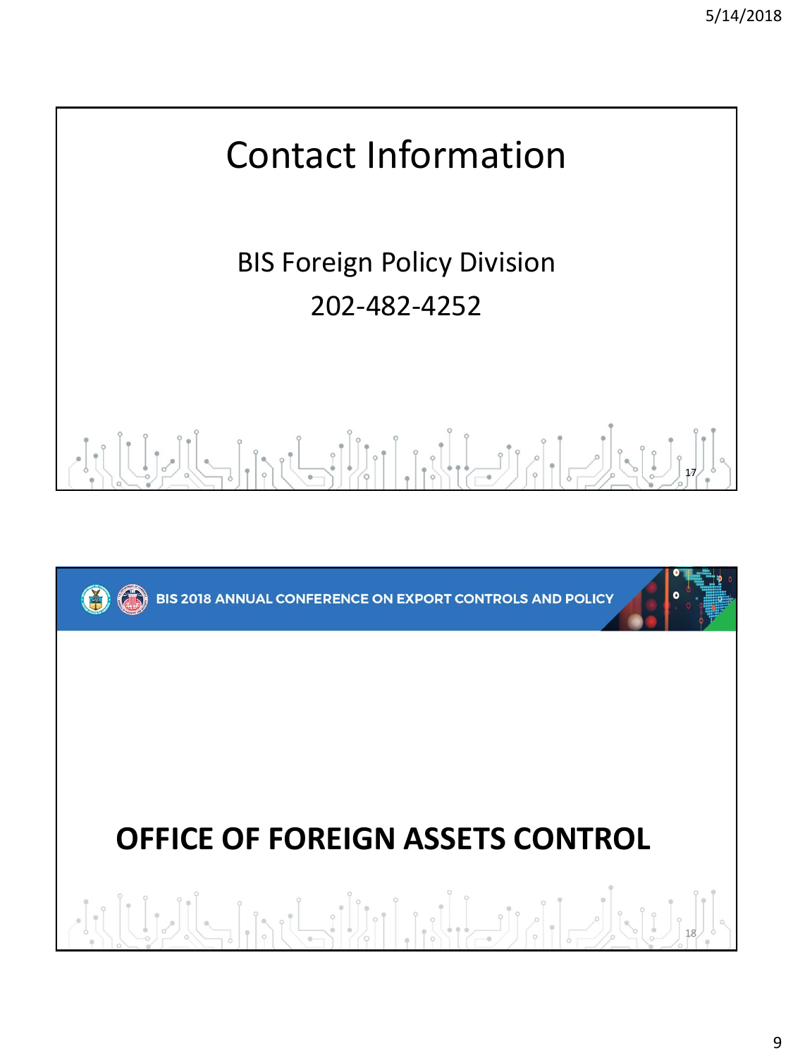# Contact Information

BIS Foreign Policy Division

202-482-4252

BIS 2018 ANNUAL CONFERENCE ON EXPORT CONTROLS AND POLICY

# OFFICE OF FOREIGN ASSETS CONTROL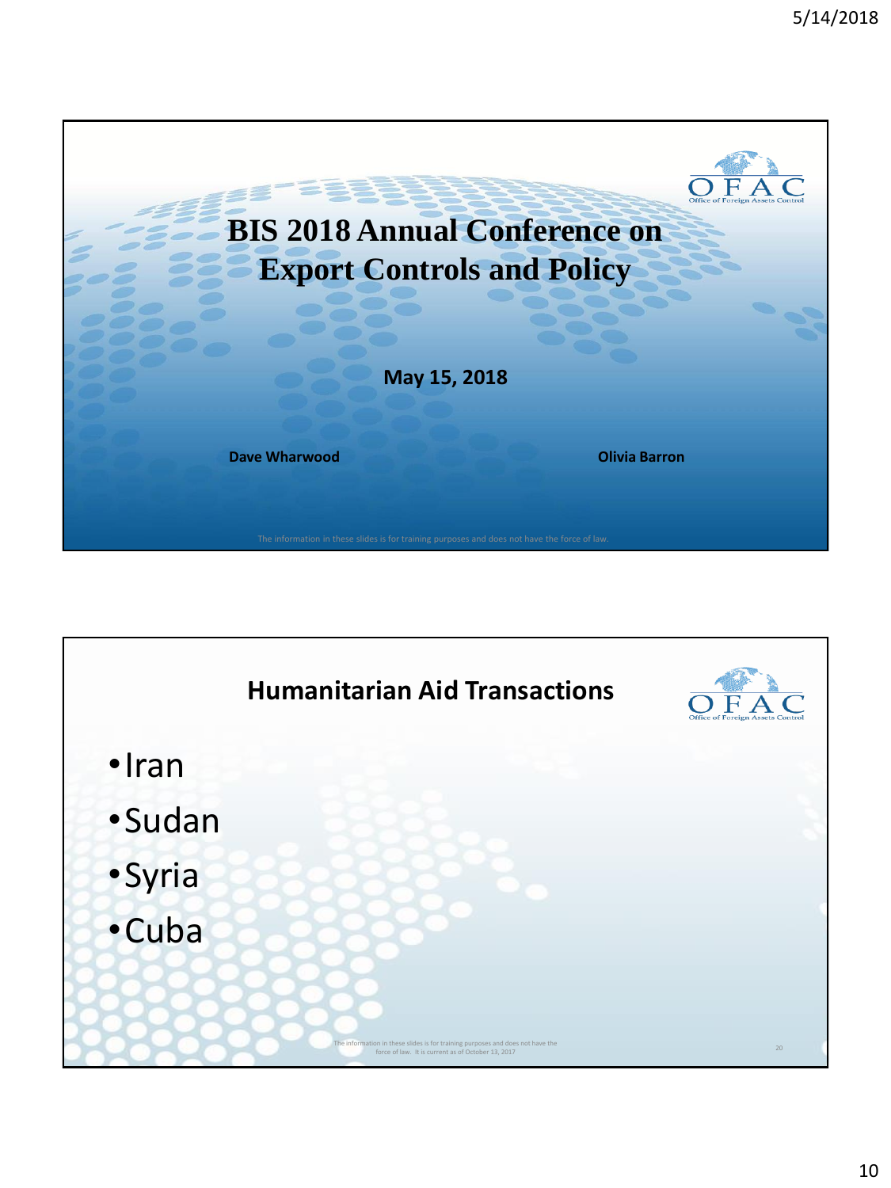# BIS 2018 Annual Conference on Export Controls and Policy

**May 15, 2018**

**Dave Wharwood** | **Olivia Barron**

The information in these slides is for training purposes and does not have the force of law.

## Humanitarian Aid Transactions

- Iran
- Sudan
- Syria
- Cuba

The information in these slides is for training purposes and does not have the force of law. It is current as of October 13, 2017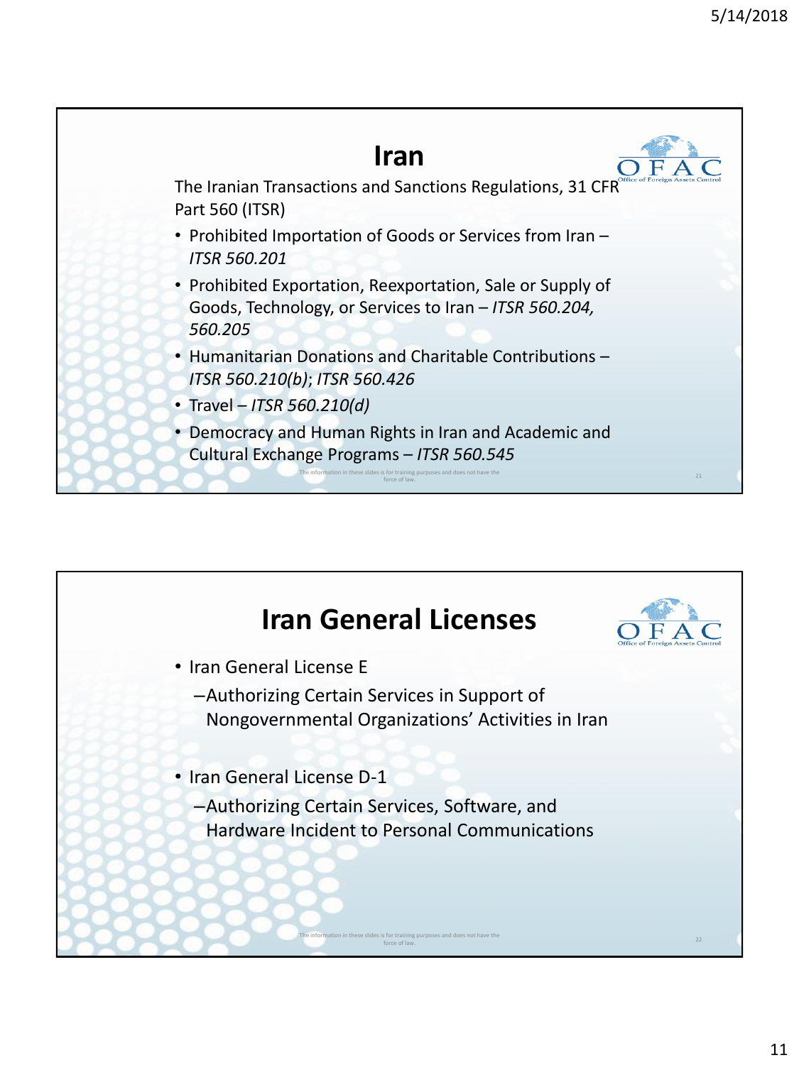# Iran

The Iranian Transactions and Sanctions Regulations, 31 CFR Part 560 (ITSR)

- Prohibited Importation of Goods or Services from Iran – *ITSR 560.201*
- Prohibited Exportation, Reexportation, Sale or Supply of Goods, Technology, or Services to Iran – *ITSR 560.204, 560.205*
- Humanitarian Donations and Charitable Contributions – *ITSR 560.210(b)*; *ITSR 560.426*
- Travel – *ITSR 560.210(d)*
- Democracy and Human Rights in Iran and Academic and Cultural Exchange Programs – *ITSR 560.545*

The information in these slides is for training purposes and does not have the force of law.

# Iran General Licenses

- Iran General License E
  - Authorizing Certain Services in Support of Nongovernmental Organizations' Activities in Iran
- Iran General License D-1
  - Authorizing Certain Services, Software, and Hardware Incident to Personal Communications

The information in these slides is for training purposes and does not have the force of law.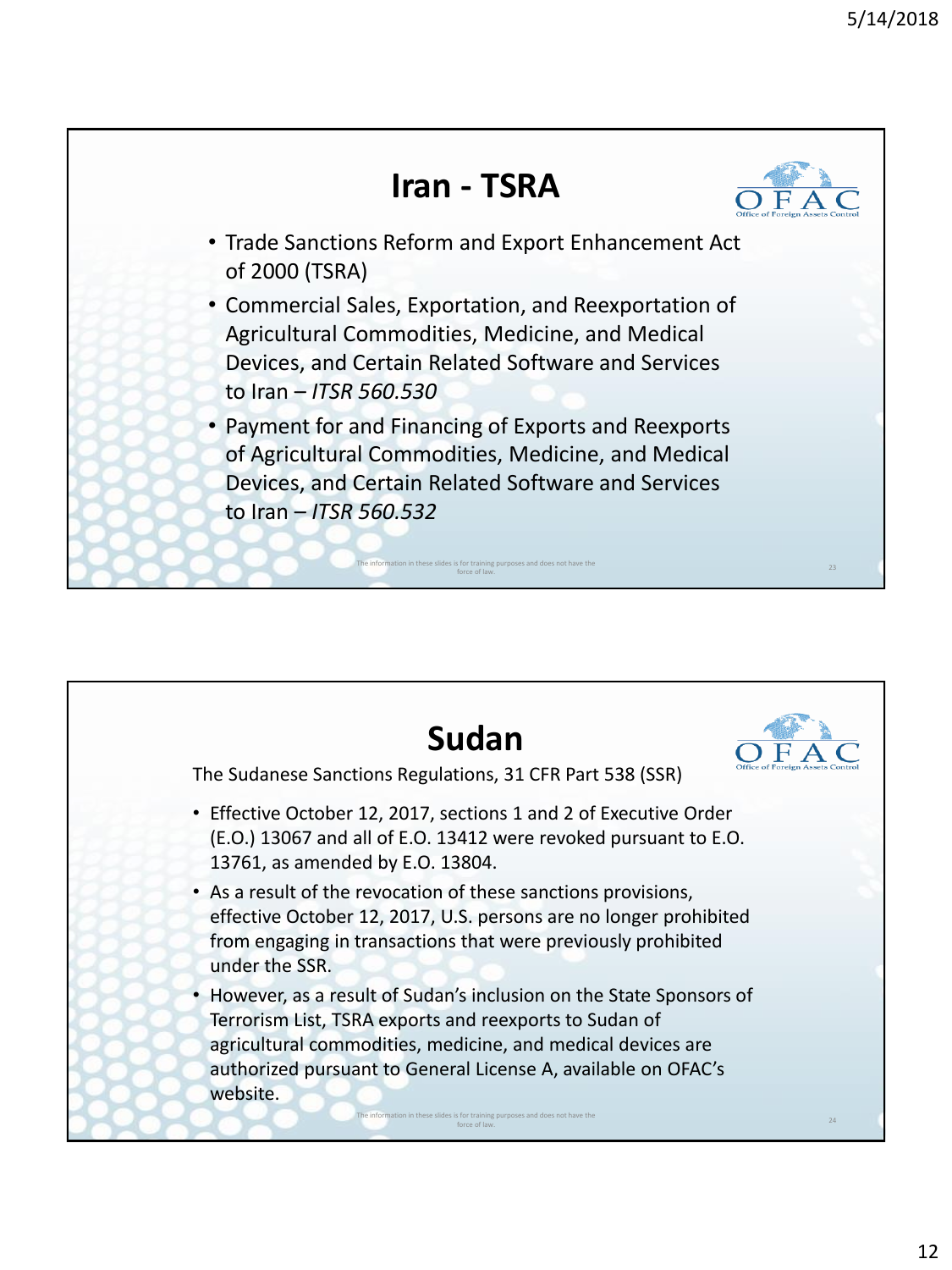## Iran - TSRA

- Trade Sanctions Reform and Export Enhancement Act of 2000 (TSRA)
- Commercial Sales, Exportation, and Reexportation of Agricultural Commodities, Medicine, and Medical Devices, and Certain Related Software and Services to Iran – *ITSR 560.530*
- Payment for and Financing of Exports and Reexports of Agricultural Commodities, Medicine, and Medical Devices, and Certain Related Software and Services to Iran – *ITSR 560.532*

The information in these slides is for training purposes and does not have the force of law.

## Sudan

The Sudanese Sanctions Regulations, 31 CFR Part 538 (SSR)

- Effective October 12, 2017, sections 1 and 2 of Executive Order (E.O.) 13067 and all of E.O. 13412 were revoked pursuant to E.O. 13761, as amended by E.O. 13804.
- As a result of the revocation of these sanctions provisions, effective October 12, 2017, U.S. persons are no longer prohibited from engaging in transactions that were previously prohibited under the SSR.
- However, as a result of Sudan's inclusion on the State Sponsors of Terrorism List, TSRA exports and reexports to Sudan of agricultural commodities, medicine, and medical devices are authorized pursuant to General License A, available on OFAC's website.

The information in these slides is for training purposes and does not have the force of law.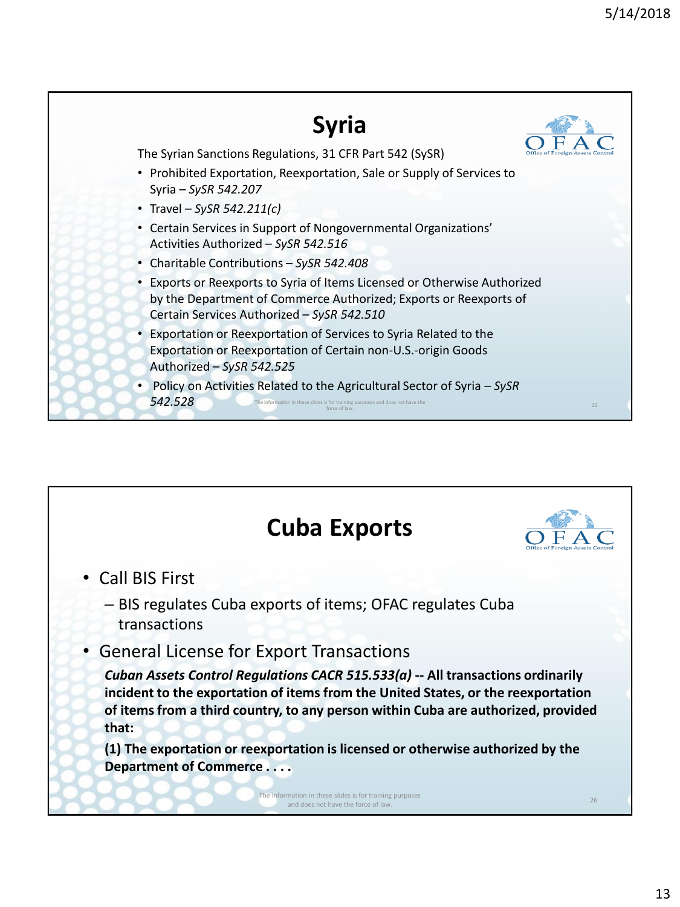## Syria

The Syrian Sanctions Regulations, 31 CFR Part 542 (SySR)

- Prohibited Exportation, Reexportation, Sale or Supply of Services to Syria – *SySR 542.207*
- Travel – *SySR 542.211(c)*
- Certain Services in Support of Nongovernmental Organizations' Activities Authorized – *SySR 542.516*
- Charitable Contributions – *SySR 542.408*
- Exports or Reexports to Syria of Items Licensed or Otherwise Authorized by the Department of Commerce Authorized; Exports or Reexports of Certain Services Authorized – *SySR 542.510*
- Exportation or Reexportation of Services to Syria Related to the Exportation or Reexportation of Certain non-U.S.-origin Goods Authorized – *SySR 542.525*
- Policy on Activities Related to the Agricultural Sector of Syria – *SySR 542.528*

The information in these slides is for training purposes and does not have the force of law.

## Cuba Exports

- Call BIS First
  - BIS regulates Cuba exports of items; OFAC regulates Cuba transactions
- General License for Export Transactions

***Cuban Assets Control Regulations CACR 515.533(a)*** **-- All transactions ordinarily incident to the exportation of items from the United States, or the reexportation of items from a third country, to any person within Cuba are authorized, provided that:**

**(1) The exportation or reexportation is licensed or otherwise authorized by the Department of Commerce . . . .**

The information in these slides is for training purposes and does not have the force of law.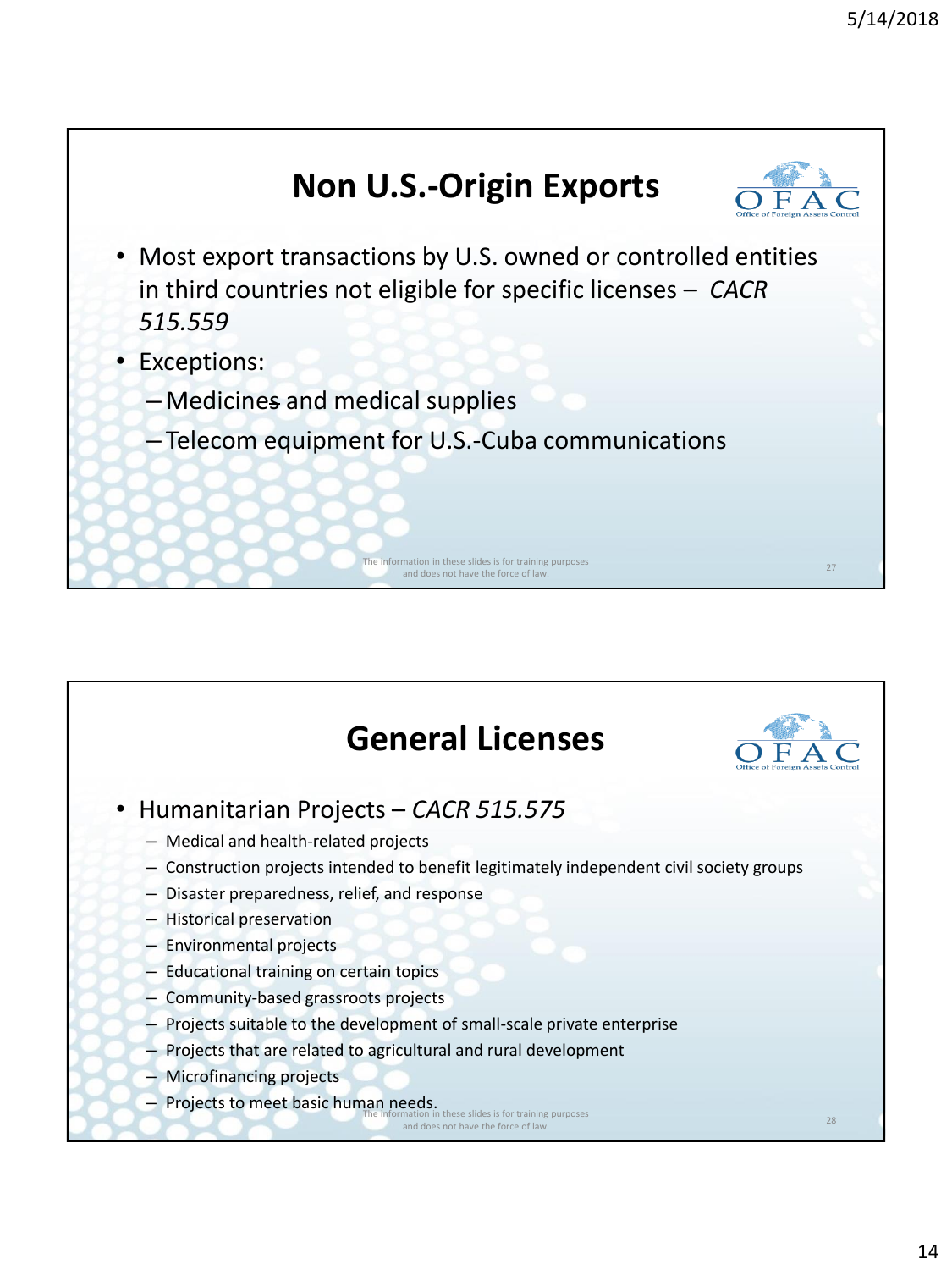## Non U.S.-Origin Exports

- Most export transactions by U.S. owned or controlled entities in third countries not eligible for specific licenses – *CACR 515.559*
- Exceptions:
  - Medicines and medical supplies
  - Telecom equipment for U.S.-Cuba communications

The information in these slides is for training purposes and does not have the force of law.

## General Licenses

- Humanitarian Projects – *CACR 515.575*
  - Medical and health-related projects
  - Construction projects intended to benefit legitimately independent civil society groups
  - Disaster preparedness, relief, and response
  - Historical preservation
  - Environmental projects
  - Educational training on certain topics
  - Community-based grassroots projects
  - Projects suitable to the development of small-scale private enterprise
  - Projects that are related to agricultural and rural development
  - Microfinancing projects
  - Projects to meet basic human needs.

The information in these slides is for training purposes and does not have the force of law.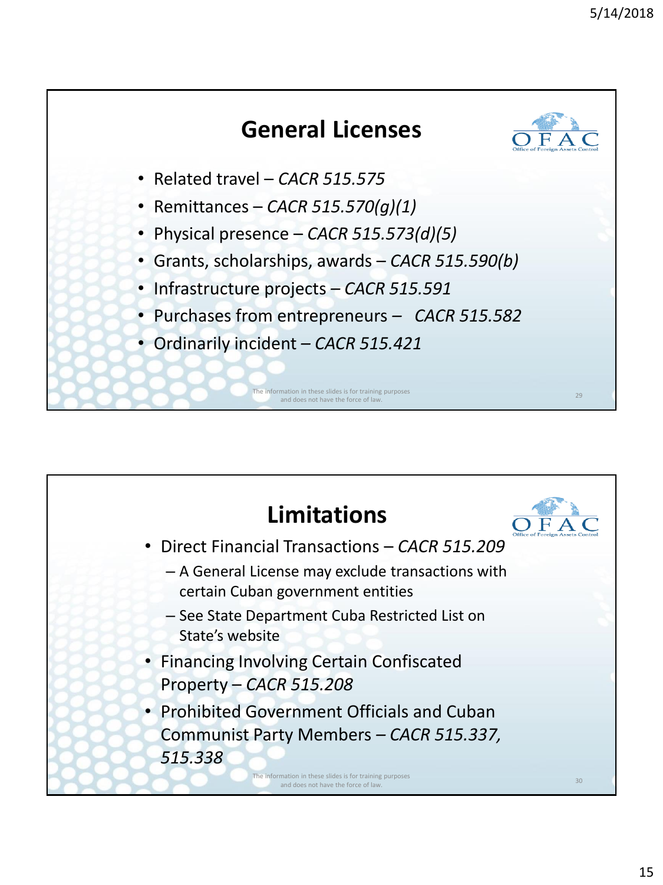## General Licenses

- Related travel – *CACR 515.575*
- Remittances – *CACR 515.570(g)(1)*
- Physical presence – *CACR 515.573(d)(5)*
- Grants, scholarships, awards – *CACR 515.590(b)*
- Infrastructure projects – *CACR 515.591*
- Purchases from entrepreneurs – *CACR 515.582*
- Ordinarily incident – *CACR 515.421*

The information in these slides is for training purposes and does not have the force of law.

## Limitations

- Direct Financial Transactions – *CACR 515.209*
  - A General License may exclude transactions with certain Cuban government entities
  - See State Department Cuba Restricted List on State's website
- Financing Involving Certain Confiscated Property – *CACR 515.208*
- Prohibited Government Officials and Cuban Communist Party Members – *CACR 515.337, 515.338*

The information in these slides is for training purposes and does not have the force of law.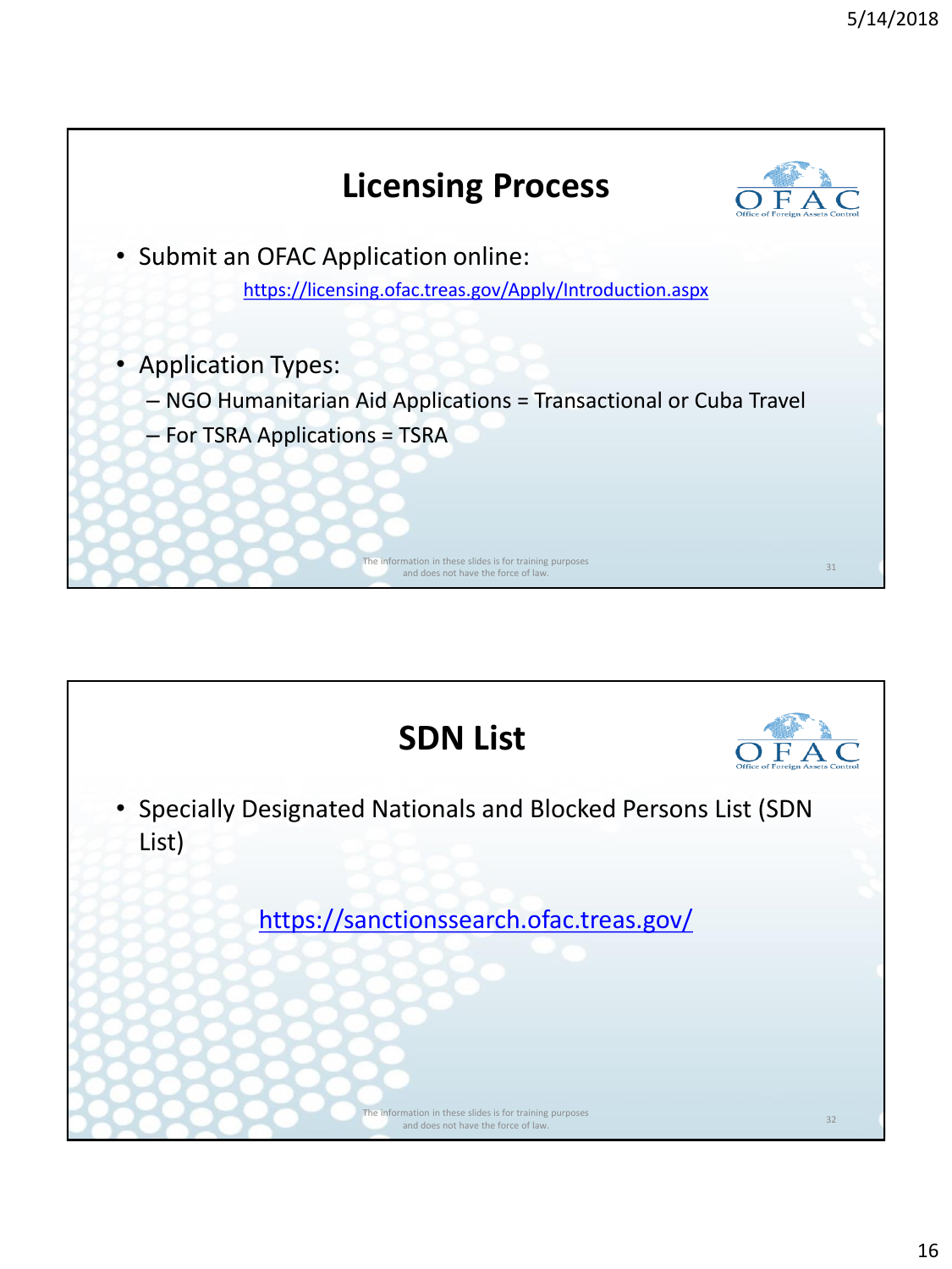## Licensing Process

- Submit an OFAC Application online:

  https://licensing.ofac.treas.gov/Apply/Introduction.aspx

- Application Types:
  - NGO Humanitarian Aid Applications = Transactional or Cuba Travel
  - For TSRA Applications = TSRA

The information in these slides is for training purposes and does not have the force of law.

## SDN List

- Specially Designated Nationals and Blocked Persons List (SDN List)

  https://sanctionssearch.ofac.treas.gov/

The information in these slides is for training purposes and does not have the force of law.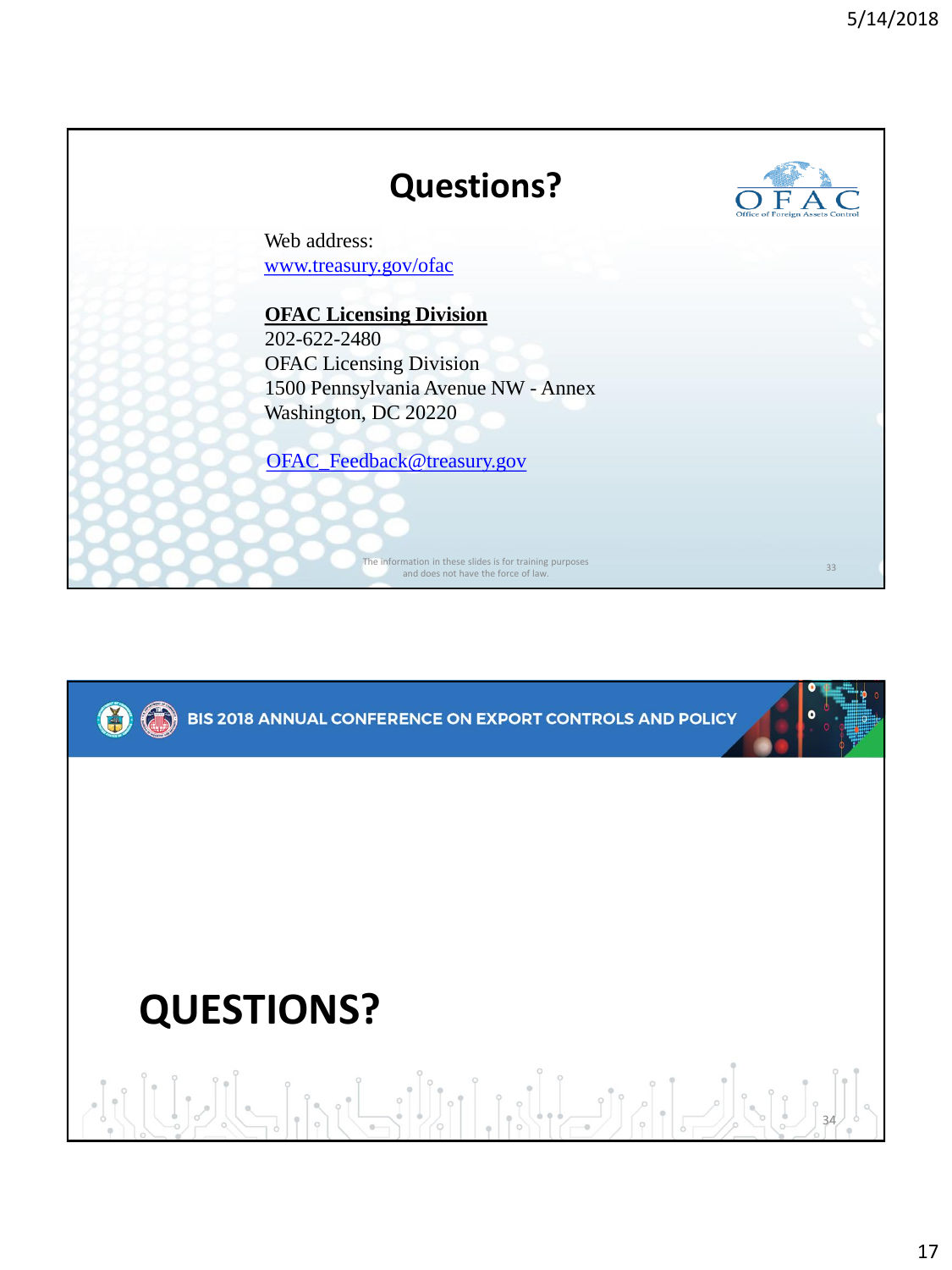# Questions?

Web address:
www.treasury.gov/ofac

**OFAC Licensing Division**
202-622-2480
OFAC Licensing Division
1500 Pennsylvania Avenue NW - Annex
Washington, DC 20220

OFAC_Feedback@treasury.gov

The information in these slides is for training purposes and does not have the force of law.

BIS 2018 ANNUAL CONFERENCE ON EXPORT CONTROLS AND POLICY

# QUESTIONS?